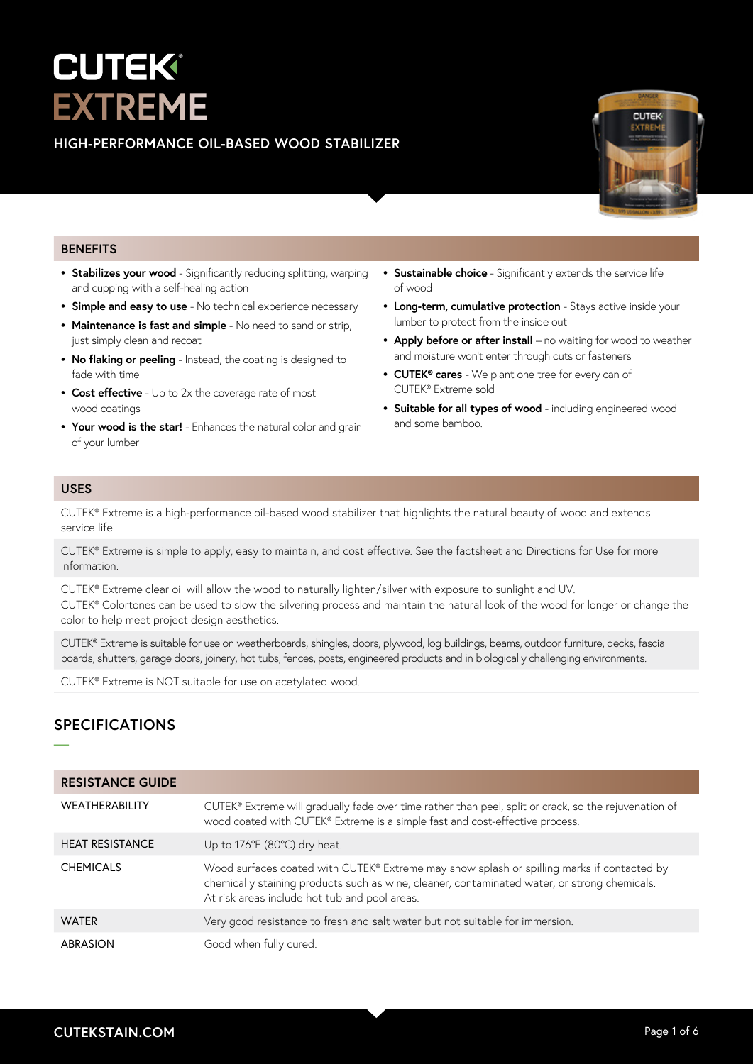# CUTEK® EXTREME

## HIGH-PERFORMANCE OIL-BASED WOOD STABILIZER

### BENEFITS

- **Stabilizes your wood** - Significantly reducing splitting, warping and cupping with a self-healing action
- **Simple and easy to use** - No technical experience necessary
- **Maintenance is fast and simple** - No need to sand or strip, just simply clean and recoat
- **No flaking or peeling** - Instead, the coating is designed to fade with time
- **Cost effective** - Up to 2x the coverage rate of most wood coatings
- **Your wood is the star!** - Enhances the natural color and grain of your lumber
- **Sustainable choice** - Significantly extends the service life of wood
- **Long-term, cumulative protection** - Stays active inside your lumber to protect from the inside out
- **Apply before or after install** – no waiting for wood to weather and moisture won't enter through cuts or fasteners
- **CUTEK® cares** - We plant one tree for every can of CUTEK® Extreme sold
- **Suitable for all types of wood** - including engineered wood and some bamboo.

### USES

CUTEK® Extreme is a high-performance oil-based wood stabilizer that highlights the natural beauty of wood and extends service life.

CUTEK® Extreme is simple to apply, easy to maintain, and cost effective. See the factsheet and Directions for Use for more information.

CUTEK® Extreme clear oil will allow the wood to naturally lighten/silver with exposure to sunlight and UV.
CUTEK® Colortones can be used to slow the silvering process and maintain the natural look of the wood for longer or change the color to help meet project design aesthetics.

CUTEK® Extreme is suitable for use on weatherboards, shingles, doors, plywood, log buildings, beams, outdoor furniture, decks, fascia boards, shutters, garage doors, joinery, hot tubs, fences, posts, engineered products and in biologically challenging environments.

CUTEK® Extreme is NOT suitable for use on acetylated wood.

## SPECIFICATIONS

| RESISTANCE GUIDE | |
|---|---|
| WEATHERABILITY | CUTEK® Extreme will gradually fade over time rather than peel, split or crack, so the rejuvenation of wood coated with CUTEK® Extreme is a simple fast and cost-effective process. |
| HEAT RESISTANCE | Up to 176°F (80°C) dry heat. |
| CHEMICALS | Wood surfaces coated with CUTEK® Extreme may show splash or spilling marks if contacted by chemically staining products such as wine, cleaner, contaminated water, or strong chemicals. At risk areas include hot tub and pool areas. |
| WATER | Very good resistance to fresh and salt water but not suitable for immersion. |
| ABRASION | Good when fully cured. |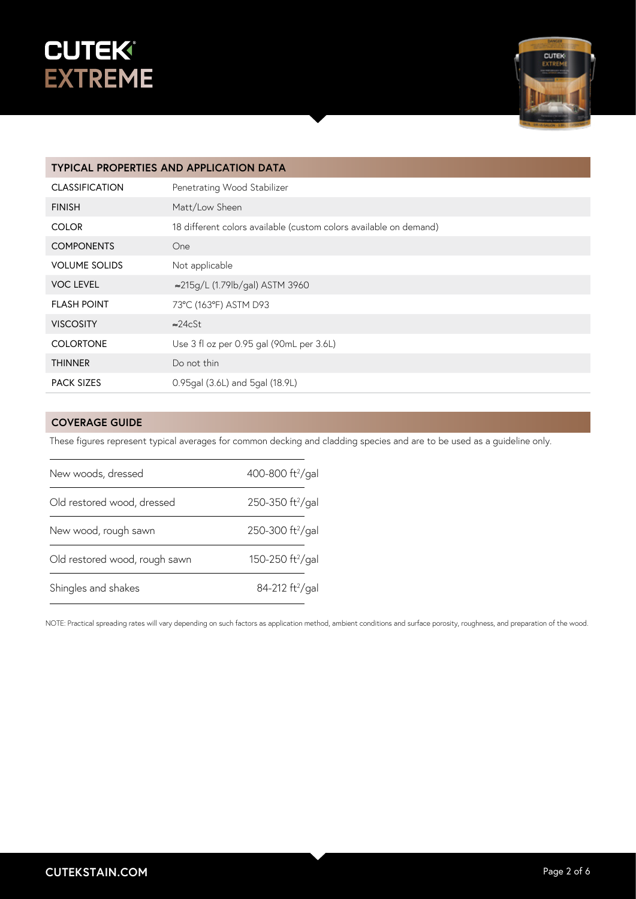# CUTEK EXTREME

## TYPICAL PROPERTIES AND APPLICATION DATA

| | |
|---|---|
| CLASSIFICATION | Penetrating Wood Stabilizer |
| FINISH | Matt/Low Sheen |
| COLOR | 18 different colors available (custom colors available on demand) |
| COMPONENTS | One |
| VOLUME SOLIDS | Not applicable |
| VOC LEVEL | ≈215g/L (1.79lb/gal) ASTM 3960 |
| FLASH POINT | 73°C (163°F) ASTM D93 |
| VISCOSITY | ≈24cSt |
| COLORTONE | Use 3 fl oz per 0.95 gal (90mL per 3.6L) |
| THINNER | Do not thin |
| PACK SIZES | 0.95gal (3.6L) and 5gal (18.9L) |

## COVERAGE GUIDE

These figures represent typical averages for common decking and cladding species and are to be used as a guideline only.

| | |
|---|---|
| New woods, dressed | 400-800 $ft^2$/gal |
| Old restored wood, dressed | 250-350 $ft^2$/gal |
| New wood, rough sawn | 250-300 $ft^2$/gal |
| Old restored wood, rough sawn | 150-250 $ft^2$/gal |
| Shingles and shakes | 84-212 $ft^2$/gal |

NOTE: Practical spreading rates will vary depending on such factors as application method, ambient conditions and surface porosity, roughness, and preparation of the wood.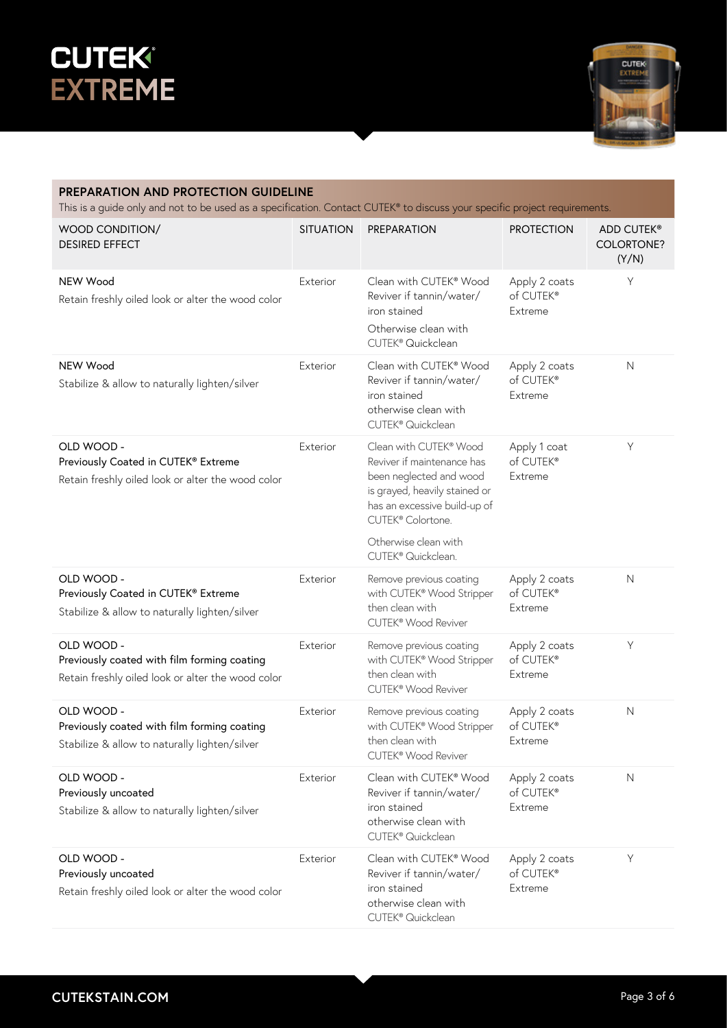# CUTEK® EXTREME

## PREPARATION AND PROTECTION GUIDELINE

This is a guide only and not to be used as a specification. Contact CUTEK® to discuss your specific project requirements.

| WOOD CONDITION/ DESIRED EFFECT | SITUATION | PREPARATION | PROTECTION | ADD CUTEK® COLORTONE? (Y/N) |
|---|---|---|---|---|
| **NEW Wood**<br>Retain freshly oiled look or alter the wood color | Exterior | Clean with CUTEK® Wood Reviver if tannin/water/ iron stained<br>Otherwise clean with CUTEK® Quickclean | Apply 2 coats of CUTEK® Extreme | Y |
| **NEW Wood**<br>Stabilize & allow to naturally lighten/silver | Exterior | Clean with CUTEK® Wood Reviver if tannin/water/ iron stained otherwise clean with CUTEK® Quickclean | Apply 2 coats of CUTEK® Extreme | N |
| **OLD WOOD - Previously Coated in CUTEK® Extreme**<br>Retain freshly oiled look or alter the wood color | Exterior | Clean with CUTEK® Wood Reviver if maintenance has been neglected and wood is grayed, heavily stained or has an excessive build-up of CUTEK® Colortone.<br>Otherwise clean with CUTEK® Quickclean. | Apply 1 coat of CUTEK® Extreme | Y |
| **OLD WOOD - Previously Coated in CUTEK® Extreme**<br>Stabilize & allow to naturally lighten/silver | Exterior | Remove previous coating with CUTEK® Wood Stripper then clean with CUTEK® Wood Reviver | Apply 2 coats of CUTEK® Extreme | N |
| **OLD WOOD - Previously coated with film forming coating**<br>Retain freshly oiled look or alter the wood color | Exterior | Remove previous coating with CUTEK® Wood Stripper then clean with CUTEK® Wood Reviver | Apply 2 coats of CUTEK® Extreme | Y |
| **OLD WOOD - Previously coated with film forming coating**<br>Stabilize & allow to naturally lighten/silver | Exterior | Remove previous coating with CUTEK® Wood Stripper then clean with CUTEK® Wood Reviver | Apply 2 coats of CUTEK® Extreme | N |
| **OLD WOOD - Previously uncoated**<br>Stabilize & allow to naturally lighten/silver | Exterior | Clean with CUTEK® Wood Reviver if tannin/water/ iron stained otherwise clean with CUTEK® Quickclean | Apply 2 coats of CUTEK® Extreme | N |
| **OLD WOOD - Previously uncoated**<br>Retain freshly oiled look or alter the wood color | Exterior | Clean with CUTEK® Wood Reviver if tannin/water/ iron stained otherwise clean with CUTEK® Quickclean | Apply 2 coats of CUTEK® Extreme | Y |

**CUTEKSTAIN.COM**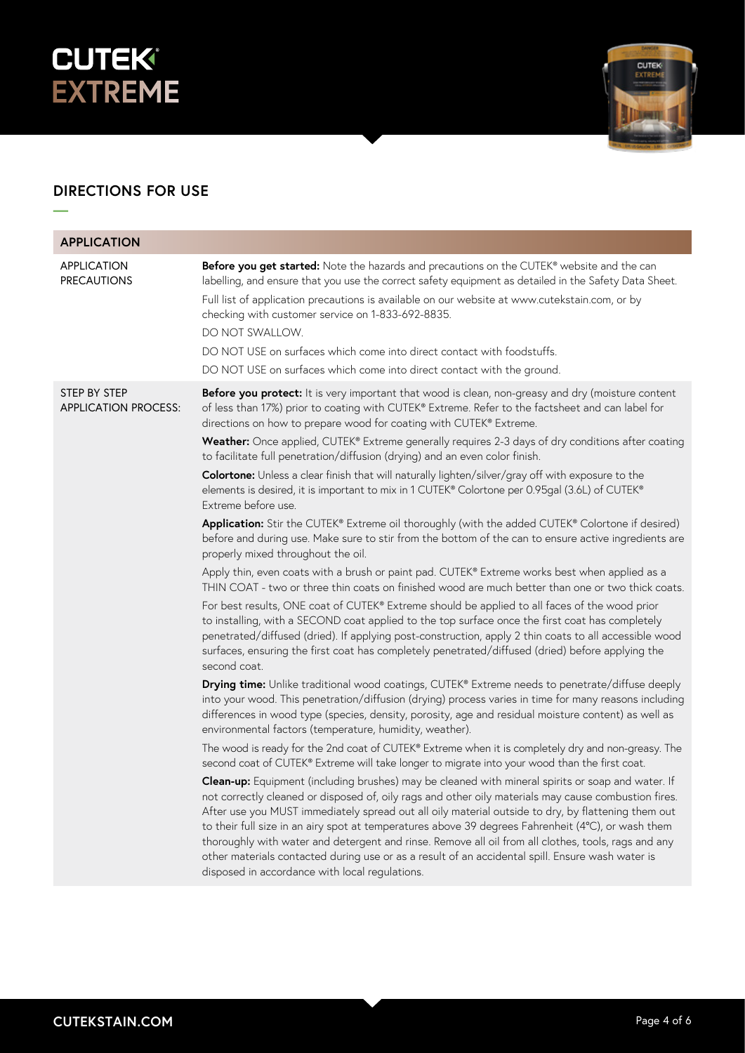## DIRECTIONS FOR USE

| APPLICATION | |
|---|---|
| APPLICATION PRECAUTIONS | **Before you get started:** Note the hazards and precautions on the CUTEK® website and the can labelling, and ensure that you use the correct safety equipment as detailed in the Safety Data Sheet.<br><br>Full list of application precautions is available on our website at www.cutekstain.com, or by checking with customer service on 1-833-692-8835.<br><br>DO NOT SWALLOW.<br><br>DO NOT USE on surfaces which come into direct contact with foodstuffs.<br><br>DO NOT USE on surfaces which come into direct contact with the ground. |
| STEP BY STEP APPLICATION PROCESS: | **Before you protect:** It is very important that wood is clean, non-greasy and dry (moisture content of less than 17%) prior to coating with CUTEK® Extreme. Refer to the factsheet and can label for directions on how to prepare wood for coating with CUTEK® Extreme.<br><br>**Weather:** Once applied, CUTEK® Extreme generally requires 2-3 days of dry conditions after coating to facilitate full penetration/diffusion (drying) and an even color finish.<br><br>**Colortone:** Unless a clear finish that will naturally lighten/silver/gray off with exposure to the elements is desired, it is important to mix in 1 CUTEK® Colortone per 0.95gal (3.6L) of CUTEK® Extreme before use.<br><br>**Application:** Stir the CUTEK® Extreme oil thoroughly (with the added CUTEK® Colortone if desired) before and during use. Make sure to stir from the bottom of the can to ensure active ingredients are properly mixed throughout the oil.<br><br>Apply thin, even coats with a brush or paint pad. CUTEK® Extreme works best when applied as a THIN COAT - two or three thin coats on finished wood are much better than one or two thick coats.<br><br>For best results, ONE coat of CUTEK® Extreme should be applied to all faces of the wood prior to installing, with a SECOND coat applied to the top surface once the first coat has completely penetrated/diffused (dried). If applying post-construction, apply 2 thin coats to all accessible wood surfaces, ensuring the first coat has completely penetrated/diffused (dried) before applying the second coat.<br><br>**Drying time:** Unlike traditional wood coatings, CUTEK® Extreme needs to penetrate/diffuse deeply into your wood. This penetration/diffusion (drying) process varies in time for many reasons including differences in wood type (species, density, porosity, age and residual moisture content) as well as environmental factors (temperature, humidity, weather).<br><br>The wood is ready for the 2nd coat of CUTEK® Extreme when it is completely dry and non-greasy. The second coat of CUTEK® Extreme will take longer to migrate into your wood than the first coat.<br><br>**Clean-up:** Equipment (including brushes) may be cleaned with mineral spirits or soap and water. If not correctly cleaned or disposed of, oily rags and other oily materials may cause combustion fires. After use you MUST immediately spread out all oily material outside to dry, by flattening them out to their full size in an airy spot at temperatures above 39 degrees Fahrenheit (4°C), or wash them thoroughly with water and detergent and rinse. Remove all oil from all clothes, tools, rags and any other materials contacted during use or as a result of an accidental spill. Ensure wash water is disposed in accordance with local regulations. |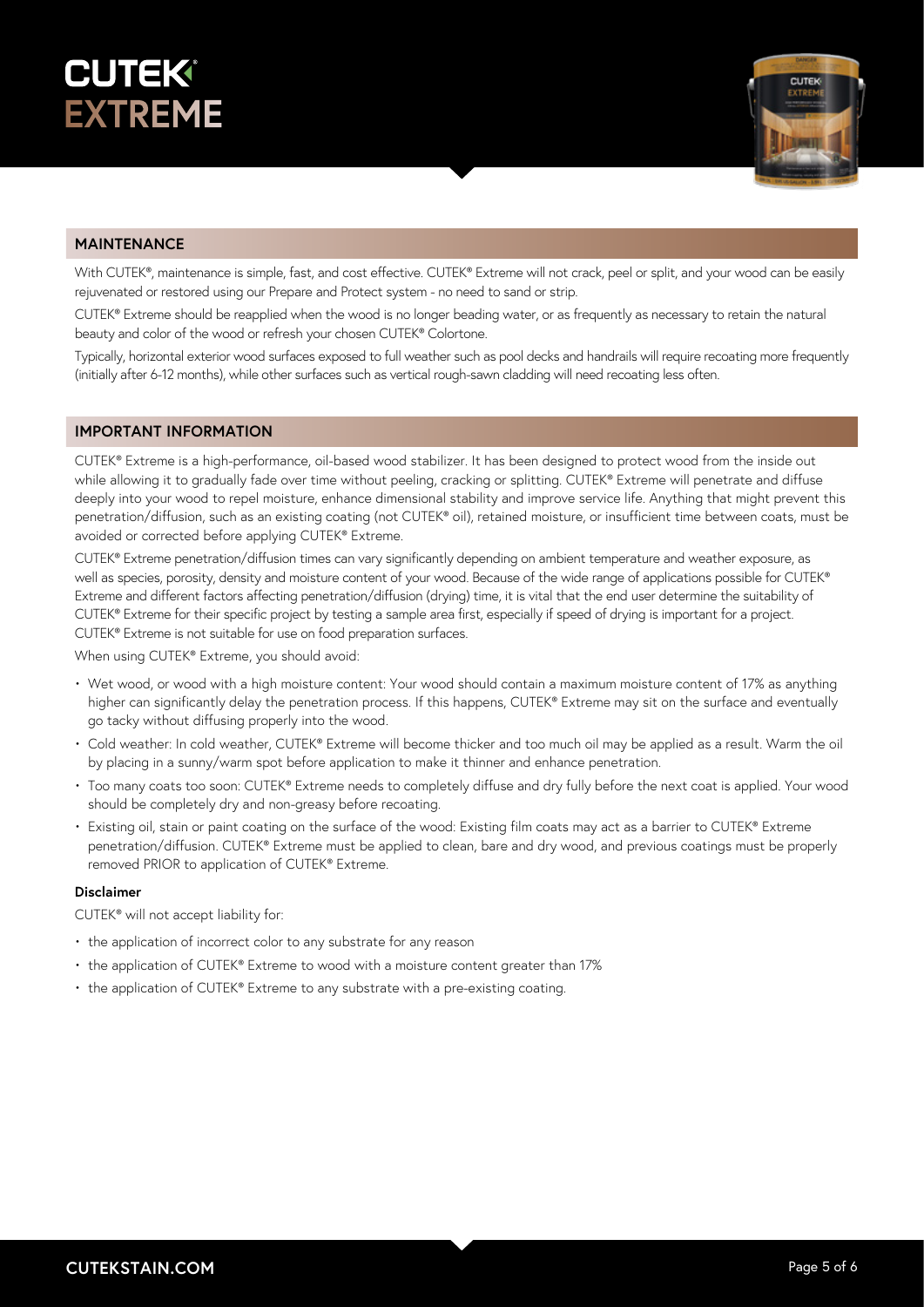## MAINTENANCE

With CUTEK®, maintenance is simple, fast, and cost effective. CUTEK® Extreme will not crack, peel or split, and your wood can be easily rejuvenated or restored using our Prepare and Protect system - no need to sand or strip.

CUTEK® Extreme should be reapplied when the wood is no longer beading water, or as frequently as necessary to retain the natural beauty and color of the wood or refresh your chosen CUTEK® Colortone.

Typically, horizontal exterior wood surfaces exposed to full weather such as pool decks and handrails will require recoating more frequently (initially after 6-12 months), while other surfaces such as vertical rough-sawn cladding will need recoating less often.

## IMPORTANT INFORMATION

CUTEK® Extreme is a high-performance, oil-based wood stabilizer. It has been designed to protect wood from the inside out while allowing it to gradually fade over time without peeling, cracking or splitting. CUTEK® Extreme will penetrate and diffuse deeply into your wood to repel moisture, enhance dimensional stability and improve service life. Anything that might prevent this penetration/diffusion, such as an existing coating (not CUTEK® oil), retained moisture, or insufficient time between coats, must be avoided or corrected before applying CUTEK® Extreme.

CUTEK® Extreme penetration/diffusion times can vary significantly depending on ambient temperature and weather exposure, as well as species, porosity, density and moisture content of your wood. Because of the wide range of applications possible for CUTEK® Extreme and different factors affecting penetration/diffusion (drying) time, it is vital that the end user determine the suitability of CUTEK® Extreme for their specific project by testing a sample area first, especially if speed of drying is important for a project. CUTEK® Extreme is not suitable for use on food preparation surfaces.

When using CUTEK® Extreme, you should avoid:

- Wet wood, or wood with a high moisture content: Your wood should contain a maximum moisture content of 17% as anything higher can significantly delay the penetration process. If this happens, CUTEK® Extreme may sit on the surface and eventually go tacky without diffusing properly into the wood.
- Cold weather: In cold weather, CUTEK® Extreme will become thicker and too much oil may be applied as a result. Warm the oil by placing in a sunny/warm spot before application to make it thinner and enhance penetration.
- Too many coats too soon: CUTEK® Extreme needs to completely diffuse and dry fully before the next coat is applied. Your wood should be completely dry and non-greasy before recoating.
- Existing oil, stain or paint coating on the surface of the wood: Existing film coats may act as a barrier to CUTEK® Extreme penetration/diffusion. CUTEK® Extreme must be applied to clean, bare and dry wood, and previous coatings must be properly removed PRIOR to application of CUTEK® Extreme.

**Disclaimer**

CUTEK® will not accept liability for:

- the application of incorrect color to any substrate for any reason
- the application of CUTEK® Extreme to wood with a moisture content greater than 17%
- the application of CUTEK® Extreme to any substrate with a pre-existing coating.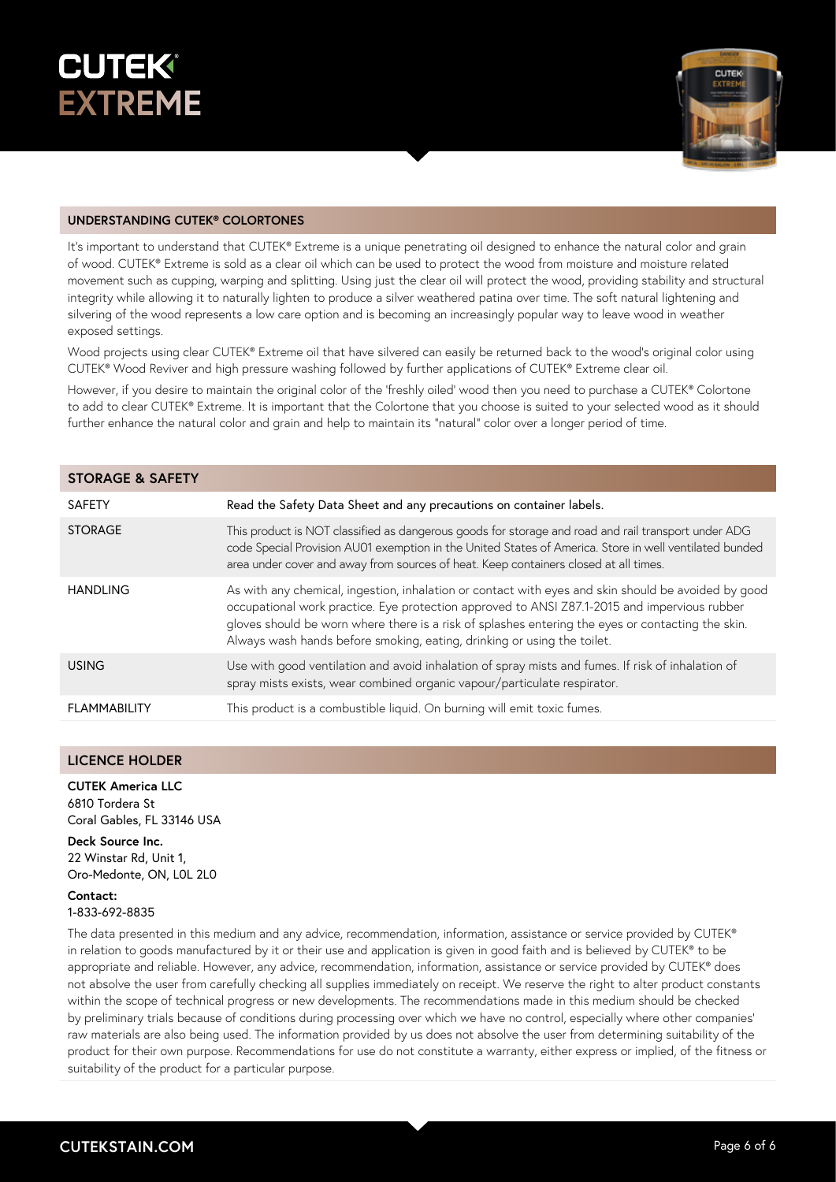# CUTEK® EXTREME

## UNDERSTANDING CUTEK® COLORTONES

It's important to understand that CUTEK® Extreme is a unique penetrating oil designed to enhance the natural color and grain of wood. CUTEK® Extreme is sold as a clear oil which can be used to protect the wood from moisture and moisture related movement such as cupping, warping and splitting. Using just the clear oil will protect the wood, providing stability and structural integrity while allowing it to naturally lighten to produce a silver weathered patina over time. The soft natural lightening and silvering of the wood represents a low care option and is becoming an increasingly popular way to leave wood in weather exposed settings.

Wood projects using clear CUTEK® Extreme oil that have silvered can easily be returned back to the wood's original color using CUTEK® Wood Reviver and high pressure washing followed by further applications of CUTEK® Extreme clear oil.

However, if you desire to maintain the original color of the 'freshly oiled' wood then you need to purchase a CUTEK® Colortone to add to clear CUTEK® Extreme. It is important that the Colortone that you choose is suited to your selected wood as it should further enhance the natural color and grain and help to maintain its "natural" color over a longer period of time.

## STORAGE & SAFETY

| | |
|---|---|
| SAFETY | Read the Safety Data Sheet and any precautions on container labels. |
| STORAGE | This product is NOT classified as dangerous goods for storage and road and rail transport under ADG code Special Provision AU01 exemption in the United States of America. Store in well ventilated bunded area under cover and away from sources of heat. Keep containers closed at all times. |
| HANDLING | As with any chemical, ingestion, inhalation or contact with eyes and skin should be avoided by good occupational work practice. Eye protection approved to ANSI Z87.1-2015 and impervious rubber gloves should be worn where there is a risk of splashes entering the eyes or contacting the skin. Always wash hands before smoking, eating, drinking or using the toilet. |
| USING | Use with good ventilation and avoid inhalation of spray mists and fumes. If risk of inhalation of spray mists exists, wear combined organic vapour/particulate respirator. |
| FLAMMABILITY | This product is a combustible liquid. On burning will emit toxic fumes. |

## LICENCE HOLDER

**CUTEK America LLC**
6810 Tordera St
Coral Gables, FL 33146 USA

**Deck Source Inc.**
22 Winstar Rd, Unit 1,
Oro-Medonte, ON, L0L 2L0

**Contact:**
1-833-692-8835

The data presented in this medium and any advice, recommendation, information, assistance or service provided by CUTEK® in relation to goods manufactured by it or their use and application is given in good faith and is believed by CUTEK® to be appropriate and reliable. However, any advice, recommendation, information, assistance or service provided by CUTEK® does not absolve the user from carefully checking all supplies immediately on receipt. We reserve the right to alter product constants within the scope of technical progress or new developments. The recommendations made in this medium should be checked by preliminary trials because of conditions during processing over which we have no control, especially where other companies' raw materials are also being used. The information provided by us does not absolve the user from determining suitability of the product for their own purpose. Recommendations for use do not constitute a warranty, either express or implied, of the fitness or suitability of the product for a particular purpose.

CUTEKSTAIN.COM